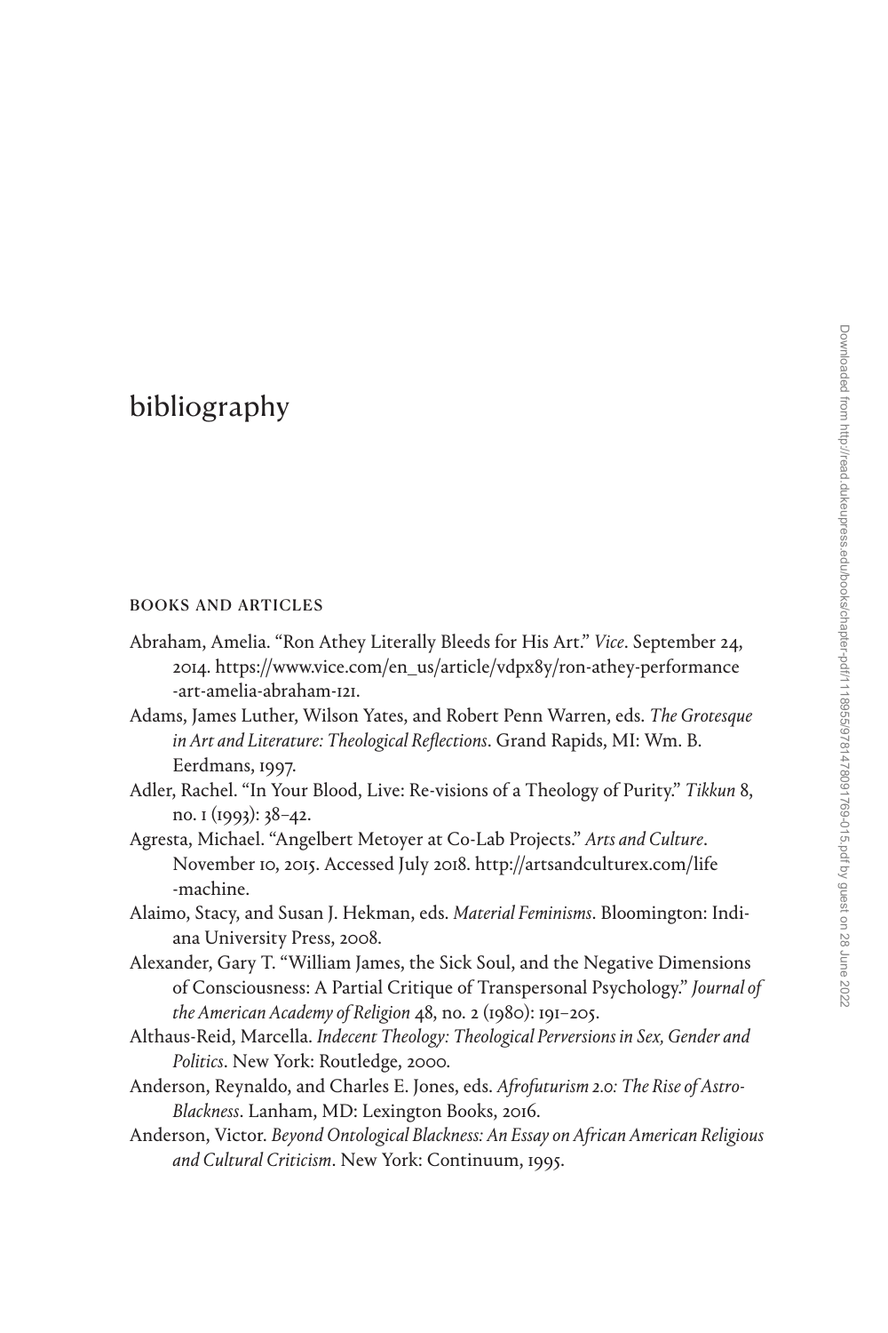# bibliography

## BOOKS AND ARTICLES

Abraham, Amelia. "Ron Athey Literally Bleeds for His Art." *Vice*. September 24, 2014. https://www.vice.com/en_us/article/vdpx8y/ron-athey-performance-art-amelia-abraham-121.

Adams, James Luther, Wilson Yates, and Robert Penn Warren, eds. *The Grotesque in Art and Literature: Theological Reflections*. Grand Rapids, MI: Wm. B. Eerdmans, 1997.

Adler, Rachel. "In Your Blood, Live: Re-visions of a Theology of Purity." *Tikkun* 8, no. 1 (1993): 38–42.

Agresta, Michael. "Angelbert Metoyer at Co-Lab Projects." *Arts and Culture*. November 10, 2015. Accessed July 2018. http://artsandculturex.com/life-machine.

Alaimo, Stacy, and Susan J. Hekman, eds. *Material Feminisms*. Bloomington: Indiana University Press, 2008.

Alexander, Gary T. "William James, the Sick Soul, and the Negative Dimensions of Consciousness: A Partial Critique of Transpersonal Psychology." *Journal of the American Academy of Religion* 48, no. 2 (1980): 191–205.

Althaus-Reid, Marcella. *Indecent Theology: Theological Perversions in Sex, Gender and Politics*. New York: Routledge, 2000.

Anderson, Reynaldo, and Charles E. Jones, eds. *Afrofuturism 2.0: The Rise of Astro-Blackness*. Lanham, MD: Lexington Books, 2016.

Anderson, Victor. *Beyond Ontological Blackness: An Essay on African American Religious and Cultural Criticism*. New York: Continuum, 1995.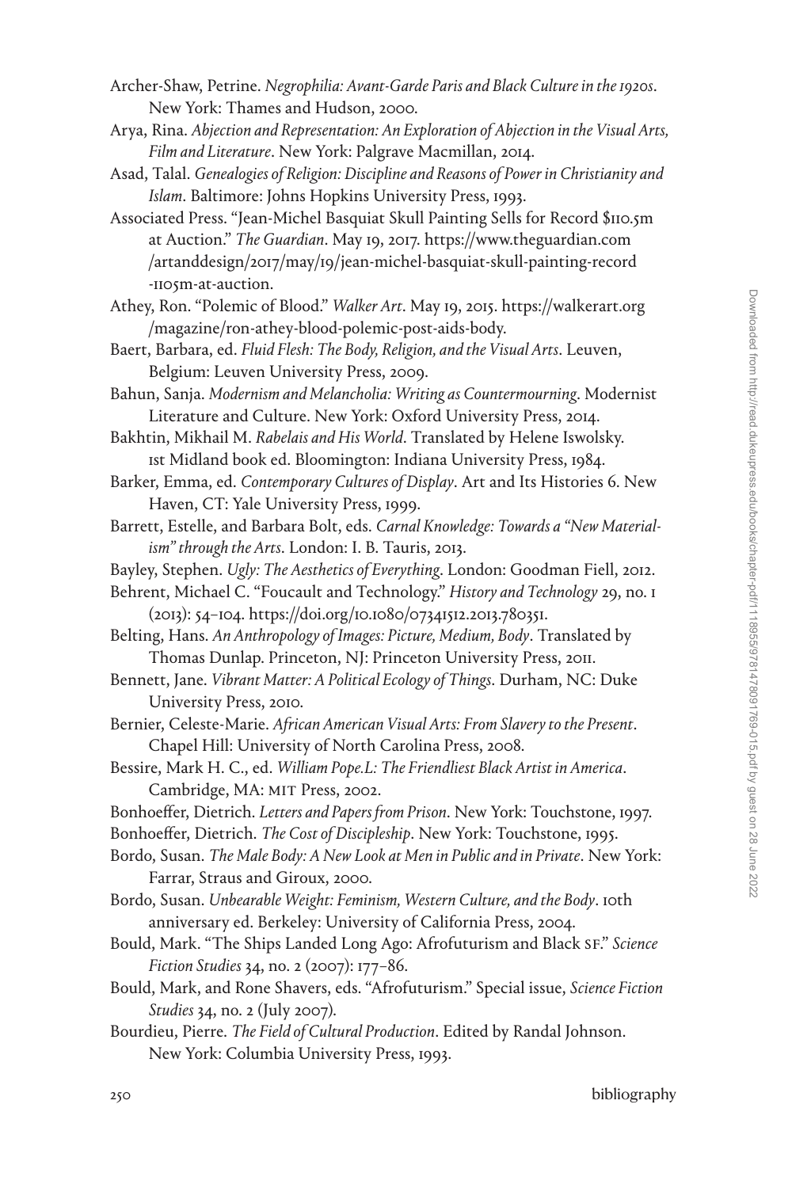Archer-Shaw, Petrine. *Negrophilia: Avant-Garde Paris and Black Culture in the 1920s*. New York: Thames and Hudson, 2000.

Arya, Rina. *Abjection and Representation: An Exploration of Abjection in the Visual Arts, Film and Literature*. New York: Palgrave Macmillan, 2014.

Asad, Talal. *Genealogies of Religion: Discipline and Reasons of Power in Christianity and Islam*. Baltimore: Johns Hopkins University Press, 1993.

Associated Press. "Jean-Michel Basquiat Skull Painting Sells for Record $110.5m at Auction." *The Guardian*. May 19, 2017. https://www.theguardian.com/artanddesign/2017/may/19/jean-michel-basquiat-skull-painting-record-1105m-at-auction.

Athey, Ron. "Polemic of Blood." *Walker Art*. May 19, 2015. https://walkerart.org/magazine/ron-athey-blood-polemic-post-aids-body.

Baert, Barbara, ed. *Fluid Flesh: The Body, Religion, and the Visual Arts*. Leuven, Belgium: Leuven University Press, 2009.

Bahun, Sanja. *Modernism and Melancholia: Writing as Countermourning*. Modernist Literature and Culture. New York: Oxford University Press, 2014.

Bakhtin, Mikhail M. *Rabelais and His World*. Translated by Helene Iswolsky. 1st Midland book ed. Bloomington: Indiana University Press, 1984.

Barker, Emma, ed. *Contemporary Cultures of Display*. Art and Its Histories 6. New Haven, CT: Yale University Press, 1999.

Barrett, Estelle, and Barbara Bolt, eds. *Carnal Knowledge: Towards a "New Materialism" through the Arts*. London: I. B. Tauris, 2013.

Bayley, Stephen. *Ugly: The Aesthetics of Everything*. London: Goodman Fiell, 2012.

Behrent, Michael C. "Foucault and Technology." *History and Technology* 29, no. 1 (2013): 54–104. https://doi.org/10.1080/07341512.2013.780351.

Belting, Hans. *An Anthropology of Images: Picture, Medium, Body*. Translated by Thomas Dunlap. Princeton, NJ: Princeton University Press, 2011.

Bennett, Jane. *Vibrant Matter: A Political Ecology of Things*. Durham, NC: Duke University Press, 2010.

Bernier, Celeste-Marie. *African American Visual Arts: From Slavery to the Present*. Chapel Hill: University of North Carolina Press, 2008.

Bessire, Mark H. C., ed. *William Pope.L: The Friendliest Black Artist in America*. Cambridge, MA: MIT Press, 2002.

Bonhoeffer, Dietrich. *Letters and Papers from Prison*. New York: Touchstone, 1997.

Bonhoeffer, Dietrich. *The Cost of Discipleship*. New York: Touchstone, 1995.

Bordo, Susan. *The Male Body: A New Look at Men in Public and in Private*. New York: Farrar, Straus and Giroux, 2000.

Bordo, Susan. *Unbearable Weight: Feminism, Western Culture, and the Body*. 10th anniversary ed. Berkeley: University of California Press, 2004.

Bould, Mark. "The Ships Landed Long Ago: Afrofuturism and Black SF." *Science Fiction Studies* 34, no. 2 (2007): 177–86.

Bould, Mark, and Rone Shavers, eds. "Afrofuturism." Special issue, *Science Fiction Studies* 34, no. 2 (July 2007).

Bourdieu, Pierre. *The Field of Cultural Production*. Edited by Randal Johnson. New York: Columbia University Press, 1993.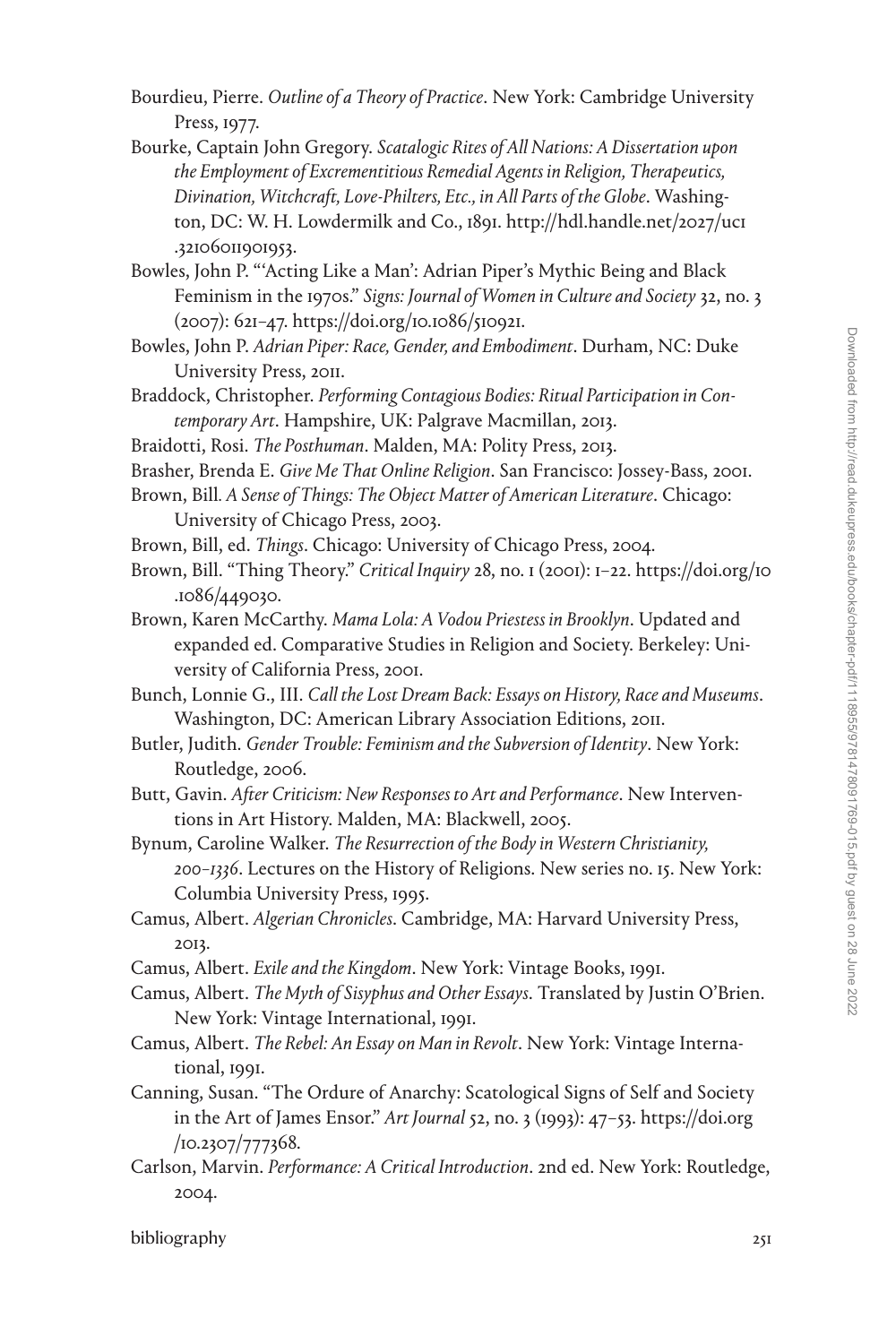Bourdieu, Pierre. *Outline of a Theory of Practice*. New York: Cambridge University Press, 1977.

Bourke, Captain John Gregory. *Scatalogic Rites of All Nations: A Dissertation upon the Employment of Excrementitious Remedial Agents in Religion, Therapeutics, Divination, Witchcraft, Love-Philters, Etc., in All Parts of the Globe*. Washington, DC: W. H. Lowdermilk and Co., 1891. http://hdl.handle.net/2027/uc1.32106011901953.

Bowles, John P. "'Acting Like a Man': Adrian Piper's Mythic Being and Black Feminism in the 1970s." *Signs: Journal of Women in Culture and Society* 32, no. 3 (2007): 621–47. https://doi.org/10.1086/510921.

Bowles, John P. *Adrian Piper: Race, Gender, and Embodiment*. Durham, NC: Duke University Press, 2011.

Braddock, Christopher. *Performing Contagious Bodies: Ritual Participation in Contemporary Art*. Hampshire, UK: Palgrave Macmillan, 2013.

Braidotti, Rosi. *The Posthuman*. Malden, MA: Polity Press, 2013.

Brasher, Brenda E. *Give Me That Online Religion*. San Francisco: Jossey-Bass, 2001.

Brown, Bill. *A Sense of Things: The Object Matter of American Literature*. Chicago: University of Chicago Press, 2003.

Brown, Bill, ed. *Things*. Chicago: University of Chicago Press, 2004.

Brown, Bill. "Thing Theory." *Critical Inquiry* 28, no. 1 (2001): 1–22. https://doi.org/10.1086/449030.

Brown, Karen McCarthy. *Mama Lola: A Vodou Priestess in Brooklyn*. Updated and expanded ed. Comparative Studies in Religion and Society. Berkeley: University of California Press, 2001.

Bunch, Lonnie G., III. *Call the Lost Dream Back: Essays on History, Race and Museums*. Washington, DC: American Library Association Editions, 2011.

Butler, Judith. *Gender Trouble: Feminism and the Subversion of Identity*. New York: Routledge, 2006.

Butt, Gavin. *After Criticism: New Responses to Art and Performance*. New Interventions in Art History. Malden, MA: Blackwell, 2005.

Bynum, Caroline Walker. *The Resurrection of the Body in Western Christianity, 200–1336*. Lectures on the History of Religions. New series no. 15. New York: Columbia University Press, 1995.

Camus, Albert. *Algerian Chronicles*. Cambridge, MA: Harvard University Press, 2013.

Camus, Albert. *Exile and the Kingdom*. New York: Vintage Books, 1991.

Camus, Albert. *The Myth of Sisyphus and Other Essays*. Translated by Justin O'Brien. New York: Vintage International, 1991.

Camus, Albert. *The Rebel: An Essay on Man in Revolt*. New York: Vintage International, 1991.

Canning, Susan. "The Ordure of Anarchy: Scatological Signs of Self and Society in the Art of James Ensor." *Art Journal* 52, no. 3 (1993): 47–53. https://doi.org/10.2307/777368.

Carlson, Marvin. *Performance: A Critical Introduction*. 2nd ed. New York: Routledge, 2004.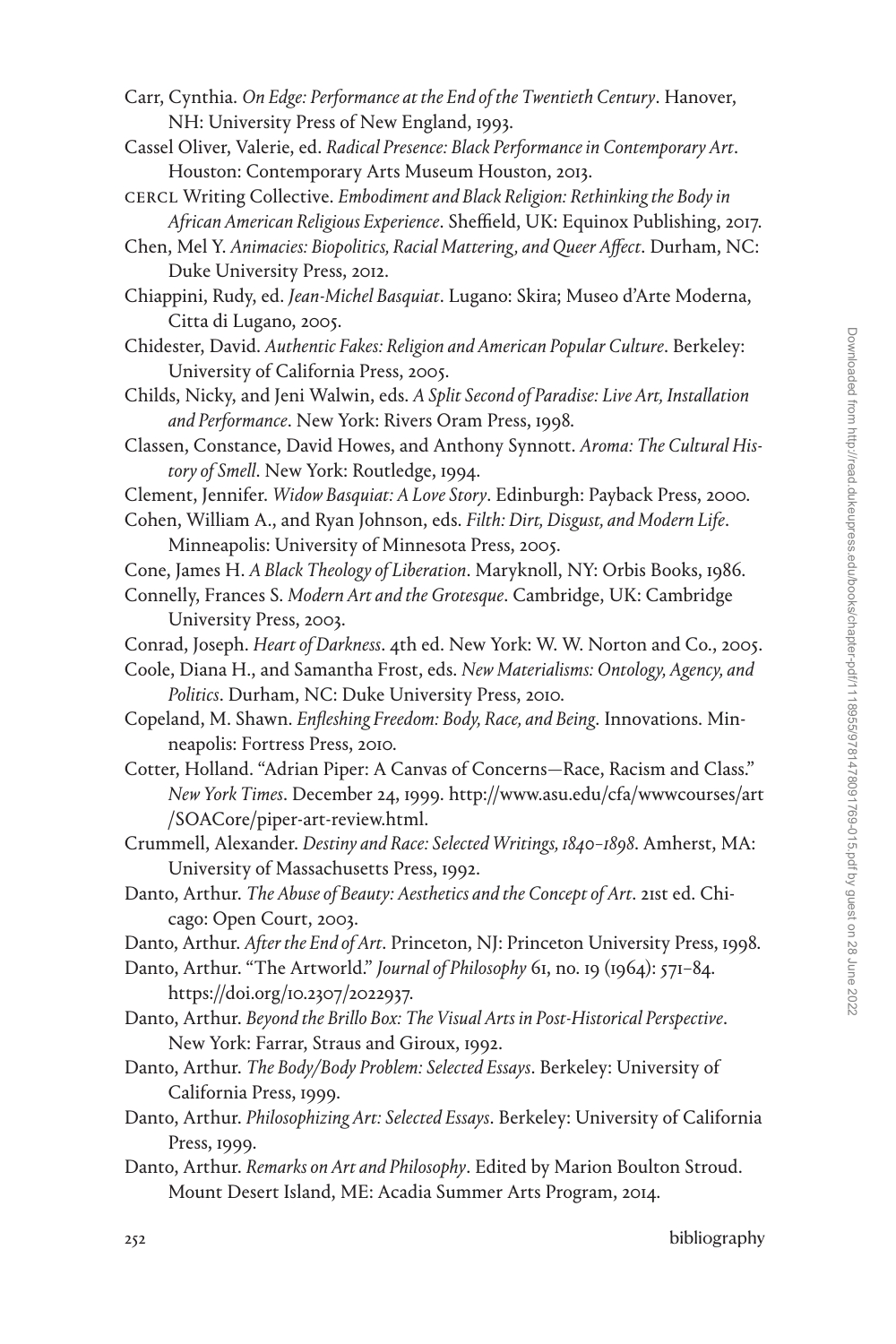Carr, Cynthia. *On Edge: Performance at the End of the Twentieth Century*. Hanover, NH: University Press of New England, 1993.

Cassel Oliver, Valerie, ed. *Radical Presence: Black Performance in Contemporary Art*. Houston: Contemporary Arts Museum Houston, 2013.

CERCL Writing Collective. *Embodiment and Black Religion: Rethinking the Body in African American Religious Experience*. Sheffield, UK: Equinox Publishing, 2017.

Chen, Mel Y. *Animacies: Biopolitics, Racial Mattering, and Queer Affect*. Durham, NC: Duke University Press, 2012.

Chiappini, Rudy, ed. *Jean-Michel Basquiat*. Lugano: Skira; Museo d'Arte Moderna, Citta di Lugano, 2005.

Chidester, David. *Authentic Fakes: Religion and American Popular Culture*. Berkeley: University of California Press, 2005.

Childs, Nicky, and Jeni Walwin, eds. *A Split Second of Paradise: Live Art, Installation and Performance*. New York: Rivers Oram Press, 1998.

Classen, Constance, David Howes, and Anthony Synnott. *Aroma: The Cultural History of Smell*. New York: Routledge, 1994.

Clement, Jennifer. *Widow Basquiat: A Love Story*. Edinburgh: Payback Press, 2000.

Cohen, William A., and Ryan Johnson, eds. *Filth: Dirt, Disgust, and Modern Life*. Minneapolis: University of Minnesota Press, 2005.

Cone, James H. *A Black Theology of Liberation*. Maryknoll, NY: Orbis Books, 1986.

Connelly, Frances S. *Modern Art and the Grotesque*. Cambridge, UK: Cambridge University Press, 2003.

Conrad, Joseph. *Heart of Darkness*. 4th ed. New York: W. W. Norton and Co., 2005.

Coole, Diana H., and Samantha Frost, eds. *New Materialisms: Ontology, Agency, and Politics*. Durham, NC: Duke University Press, 2010.

Copeland, M. Shawn. *Enfleshing Freedom: Body, Race, and Being*. Innovations. Minneapolis: Fortress Press, 2010.

Cotter, Holland. "Adrian Piper: A Canvas of Concerns—Race, Racism and Class." *New York Times*. December 24, 1999. http://www.asu.edu/cfa/wwwcourses/art/SOACore/piper-art-review.html.

Crummell, Alexander. *Destiny and Race: Selected Writings, 1840–1898*. Amherst, MA: University of Massachusetts Press, 1992.

Danto, Arthur. *The Abuse of Beauty: Aesthetics and the Concept of Art*. 21st ed. Chicago: Open Court, 2003.

Danto, Arthur. *After the End of Art*. Princeton, NJ: Princeton University Press, 1998.

Danto, Arthur. "The Artworld." *Journal of Philosophy* 61, no. 19 (1964): 571–84. https://doi.org/10.2307/2022937.

Danto, Arthur. *Beyond the Brillo Box: The Visual Arts in Post-Historical Perspective*. New York: Farrar, Straus and Giroux, 1992.

Danto, Arthur. *The Body/Body Problem: Selected Essays*. Berkeley: University of California Press, 1999.

Danto, Arthur. *Philosophizing Art: Selected Essays*. Berkeley: University of California Press, 1999.

Danto, Arthur. *Remarks on Art and Philosophy*. Edited by Marion Boulton Stroud. Mount Desert Island, ME: Acadia Summer Arts Program, 2014.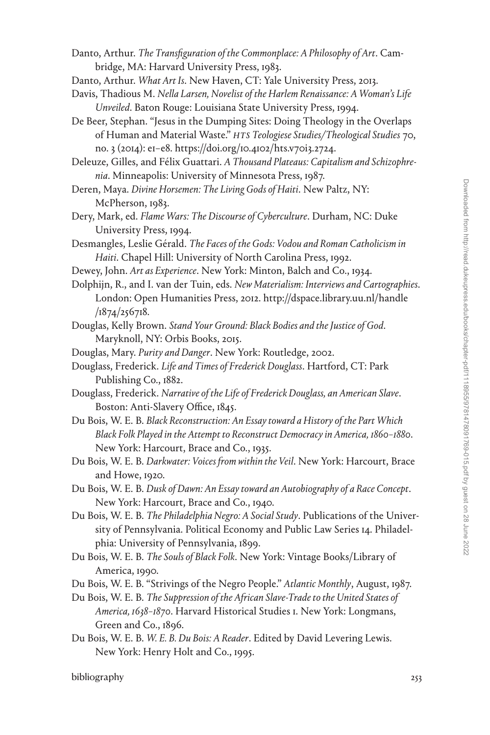Danto, Arthur. *The Transfiguration of the Commonplace: A Philosophy of Art*. Cambridge, MA: Harvard University Press, 1983.

Danto, Arthur. *What Art Is*. New Haven, CT: Yale University Press, 2013.

Davis, Thadious M. *Nella Larsen, Novelist of the Harlem Renaissance: A Woman's Life Unveiled*. Baton Rouge: Louisiana State University Press, 1994.

De Beer, Stephan. "Jesus in the Dumping Sites: Doing Theology in the Overlaps of Human and Material Waste." *HTS Teologiese Studies/Theological Studies* 70, no. 3 (2014): e1–e8. https://doi.org/10.4102/hts.v70i3.2724.

Deleuze, Gilles, and Félix Guattari. *A Thousand Plateaus: Capitalism and Schizophrenia*. Minneapolis: University of Minnesota Press, 1987.

Deren, Maya. *Divine Horsemen: The Living Gods of Haiti*. New Paltz, NY: McPherson, 1983.

Dery, Mark, ed. *Flame Wars: The Discourse of Cyberculture*. Durham, NC: Duke University Press, 1994.

Desmangles, Leslie Gérald. *The Faces of the Gods: Vodou and Roman Catholicism in Haiti*. Chapel Hill: University of North Carolina Press, 1992.

Dewey, John. *Art as Experience*. New York: Minton, Balch and Co., 1934.

Dolphijn, R., and I. van der Tuin, eds. *New Materialism: Interviews and Cartographies*. London: Open Humanities Press, 2012. http://dspace.library.uu.nl/handle/1874/256718.

Douglas, Kelly Brown. *Stand Your Ground: Black Bodies and the Justice of God*. Maryknoll, NY: Orbis Books, 2015.

Douglas, Mary. *Purity and Danger*. New York: Routledge, 2002.

Douglass, Frederick. *Life and Times of Frederick Douglass*. Hartford, CT: Park Publishing Co., 1882.

Douglass, Frederick. *Narrative of the Life of Frederick Douglass, an American Slave*. Boston: Anti-Slavery Office, 1845.

Du Bois, W. E. B. *Black Reconstruction: An Essay toward a History of the Part Which Black Folk Played in the Attempt to Reconstruct Democracy in America, 1860–1880*. New York: Harcourt, Brace and Co., 1935.

Du Bois, W. E. B. *Darkwater: Voices from within the Veil*. New York: Harcourt, Brace and Howe, 1920.

Du Bois, W. E. B. *Dusk of Dawn: An Essay toward an Autobiography of a Race Concept*. New York: Harcourt, Brace and Co., 1940.

Du Bois, W. E. B. *The Philadelphia Negro: A Social Study*. Publications of the University of Pennsylvania. Political Economy and Public Law Series 14. Philadelphia: University of Pennsylvania, 1899.

Du Bois, W. E. B. *The Souls of Black Folk*. New York: Vintage Books/Library of America, 1990.

Du Bois, W. E. B. "Strivings of the Negro People." *Atlantic Monthly*, August, 1987.

Du Bois, W. E. B. *The Suppression of the African Slave-Trade to the United States of America, 1638–1870*. Harvard Historical Studies 1. New York: Longmans, Green and Co., 1896.

Du Bois, W. E. B. *W. E. B. Du Bois: A Reader*. Edited by David Levering Lewis. New York: Henry Holt and Co., 1995.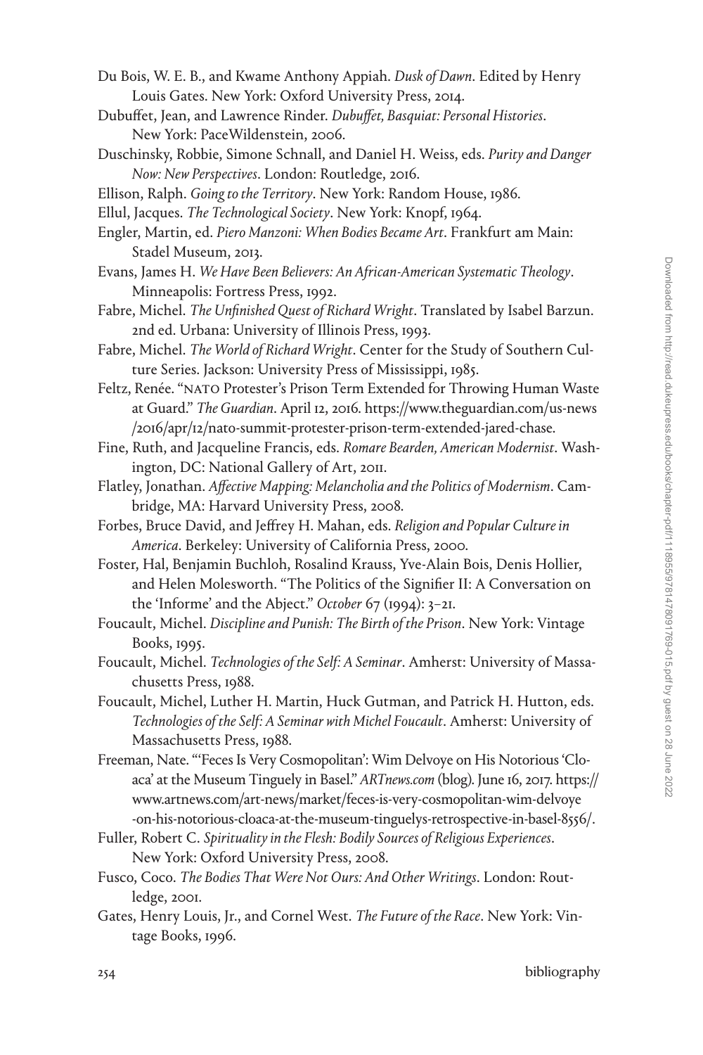Du Bois, W. E. B., and Kwame Anthony Appiah. *Dusk of Dawn*. Edited by Henry Louis Gates. New York: Oxford University Press, 2014.

Dubuffet, Jean, and Lawrence Rinder. *Dubuffet, Basquiat: Personal Histories*. New York: PaceWildenstein, 2006.

Duschinsky, Robbie, Simone Schnall, and Daniel H. Weiss, eds. *Purity and Danger Now: New Perspectives*. London: Routledge, 2016.

Ellison, Ralph. *Going to the Territory*. New York: Random House, 1986.

Ellul, Jacques. *The Technological Society*. New York: Knopf, 1964.

Engler, Martin, ed. *Piero Manzoni: When Bodies Became Art*. Frankfurt am Main: Stadel Museum, 2013.

Evans, James H. *We Have Been Believers: An African-American Systematic Theology*. Minneapolis: Fortress Press, 1992.

Fabre, Michel. *The Unfinished Quest of Richard Wright*. Translated by Isabel Barzun. 2nd ed. Urbana: University of Illinois Press, 1993.

Fabre, Michel. *The World of Richard Wright*. Center for the Study of Southern Culture Series. Jackson: University Press of Mississippi, 1985.

Feltz, Renée. "NATO Protester's Prison Term Extended for Throwing Human Waste at Guard." *The Guardian*. April 12, 2016. https://www.theguardian.com/us-news/2016/apr/12/nato-summit-protester-prison-term-extended-jared-chase.

Fine, Ruth, and Jacqueline Francis, eds. *Romare Bearden, American Modernist*. Washington, DC: National Gallery of Art, 2011.

Flatley, Jonathan. *Affective Mapping: Melancholia and the Politics of Modernism*. Cambridge, MA: Harvard University Press, 2008.

Forbes, Bruce David, and Jeffrey H. Mahan, eds. *Religion and Popular Culture in America*. Berkeley: University of California Press, 2000.

Foster, Hal, Benjamin Buchloh, Rosalind Krauss, Yve-Alain Bois, Denis Hollier, and Helen Molesworth. "The Politics of the Signifier II: A Conversation on the 'Informe' and the Abject." *October* 67 (1994): 3–21.

Foucault, Michel. *Discipline and Punish: The Birth of the Prison*. New York: Vintage Books, 1995.

Foucault, Michel. *Technologies of the Self: A Seminar*. Amherst: University of Massachusetts Press, 1988.

Foucault, Michel, Luther H. Martin, Huck Gutman, and Patrick H. Hutton, eds. *Technologies of the Self: A Seminar with Michel Foucault*. Amherst: University of Massachusetts Press, 1988.

Freeman, Nate. "'Feces Is Very Cosmopolitan': Wim Delvoye on His Notorious 'Cloaca' at the Museum Tinguely in Basel." *ARTnews.com* (blog). June 16, 2017. https://www.artnews.com/art-news/market/feces-is-very-cosmopolitan-wim-delvoye-on-his-notorious-cloaca-at-the-museum-tinguelys-retrospective-in-basel-8556/.

Fuller, Robert C. *Spirituality in the Flesh: Bodily Sources of Religious Experiences*. New York: Oxford University Press, 2008.

Fusco, Coco. *The Bodies That Were Not Ours: And Other Writings*. London: Routledge, 2001.

Gates, Henry Louis, Jr., and Cornel West. *The Future of the Race*. New York: Vintage Books, 1996.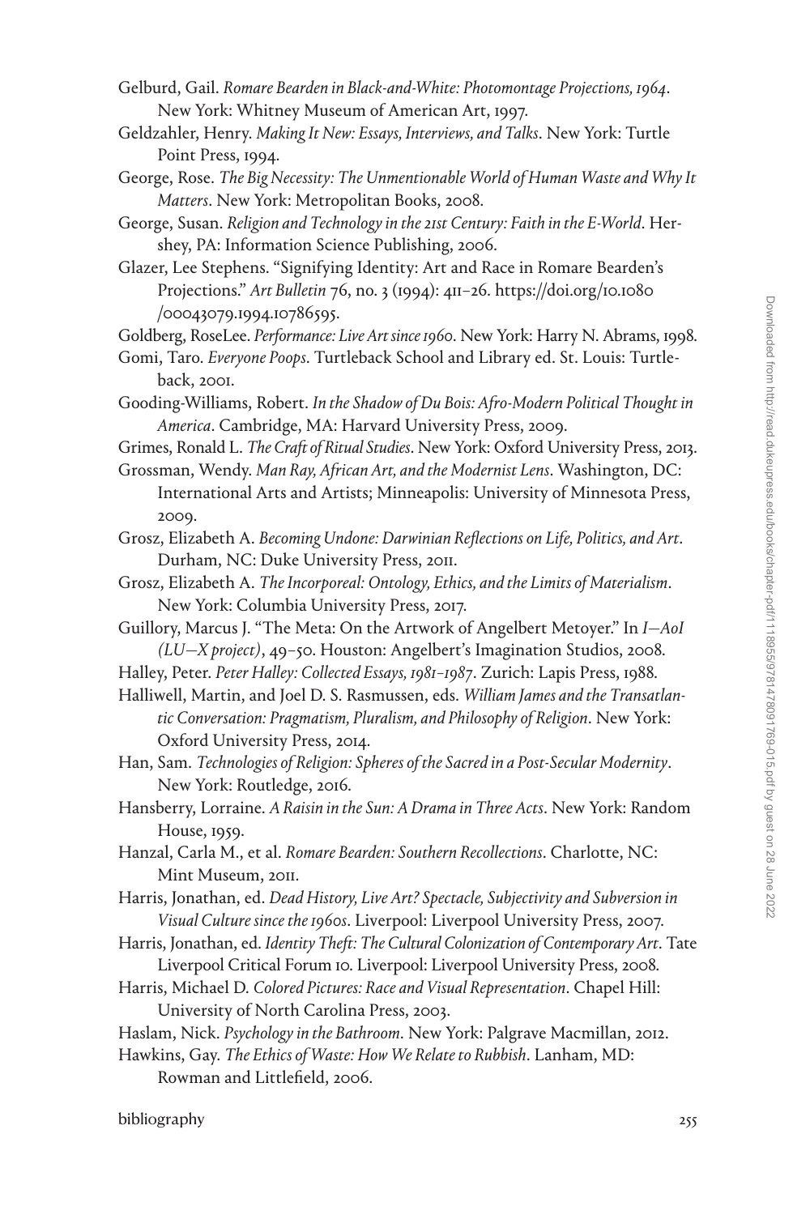Gelburd, Gail. *Romare Bearden in Black-and-White: Photomontage Projections, 1964*. New York: Whitney Museum of American Art, 1997.

Geldzahler, Henry. *Making It New: Essays, Interviews, and Talks*. New York: Turtle Point Press, 1994.

George, Rose. *The Big Necessity: The Unmentionable World of Human Waste and Why It Matters*. New York: Metropolitan Books, 2008.

George, Susan. *Religion and Technology in the 21st Century: Faith in the E-World*. Hershey, PA: Information Science Publishing, 2006.

Glazer, Lee Stephens. "Signifying Identity: Art and Race in Romare Bearden's Projections." *Art Bulletin* 76, no. 3 (1994): 411–26. https://doi.org/10.1080/00043079.1994.10786595.

Goldberg, RoseLee. *Performance: Live Art since 1960*. New York: Harry N. Abrams, 1998.

Gomi, Taro. *Everyone Poops*. Turtleback School and Library ed. St. Louis: Turtleback, 2001.

Gooding-Williams, Robert. *In the Shadow of Du Bois: Afro-Modern Political Thought in America*. Cambridge, MA: Harvard University Press, 2009.

Grimes, Ronald L. *The Craft of Ritual Studies*. New York: Oxford University Press, 2013.

Grossman, Wendy. *Man Ray, African Art, and the Modernist Lens*. Washington, DC: International Arts and Artists; Minneapolis: University of Minnesota Press, 2009.

Grosz, Elizabeth A. *Becoming Undone: Darwinian Reflections on Life, Politics, and Art*. Durham, NC: Duke University Press, 2011.

Grosz, Elizabeth A. *The Incorporeal: Ontology, Ethics, and the Limits of Materialism*. New York: Columbia University Press, 2017.

Guillory, Marcus J. "The Meta: On the Artwork of Angelbert Metoyer." In *I—AoI (LU—X project)*, 49–50. Houston: Angelbert's Imagination Studios, 2008.

Halley, Peter. *Peter Halley: Collected Essays, 1981–1987*. Zurich: Lapis Press, 1988.

Halliwell, Martin, and Joel D. S. Rasmussen, eds. *William James and the Transatlantic Conversation: Pragmatism, Pluralism, and Philosophy of Religion*. New York: Oxford University Press, 2014.

Han, Sam. *Technologies of Religion: Spheres of the Sacred in a Post-Secular Modernity*. New York: Routledge, 2016.

Hansberry, Lorraine. *A Raisin in the Sun: A Drama in Three Acts*. New York: Random House, 1959.

Hanzal, Carla M., et al. *Romare Bearden: Southern Recollections*. Charlotte, NC: Mint Museum, 2011.

Harris, Jonathan, ed. *Dead History, Live Art? Spectacle, Subjectivity and Subversion in Visual Culture since the 1960s*. Liverpool: Liverpool University Press, 2007.

Harris, Jonathan, ed. *Identity Theft: The Cultural Colonization of Contemporary Art*. Tate Liverpool Critical Forum 10. Liverpool: Liverpool University Press, 2008.

Harris, Michael D. *Colored Pictures: Race and Visual Representation*. Chapel Hill: University of North Carolina Press, 2003.

Haslam, Nick. *Psychology in the Bathroom*. New York: Palgrave Macmillan, 2012.

Hawkins, Gay. *The Ethics of Waste: How We Relate to Rubbish*. Lanham, MD: Rowman and Littlefield, 2006.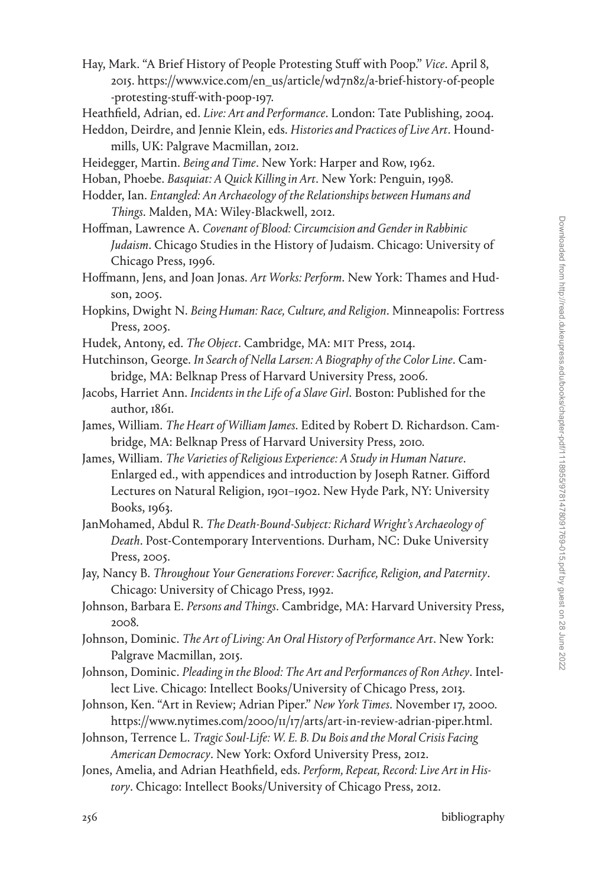Hay, Mark. "A Brief History of People Protesting Stuff with Poop." *Vice*. April 8, 2015. https://www.vice.com/en_us/article/wd7n8z/a-brief-history-of-people-protesting-stuff-with-poop-197.

Heathfield, Adrian, ed. *Live: Art and Performance*. London: Tate Publishing, 2004.

Heddon, Deirdre, and Jennie Klein, eds. *Histories and Practices of Live Art*. Houndmills, UK: Palgrave Macmillan, 2012.

Heidegger, Martin. *Being and Time*. New York: Harper and Row, 1962.

Hoban, Phoebe. *Basquiat: A Quick Killing in Art*. New York: Penguin, 1998.

Hodder, Ian. *Entangled: An Archaeology of the Relationships between Humans and Things*. Malden, MA: Wiley-Blackwell, 2012.

Hoffman, Lawrence A. *Covenant of Blood: Circumcision and Gender in Rabbinic Judaism*. Chicago Studies in the History of Judaism. Chicago: University of Chicago Press, 1996.

Hoffmann, Jens, and Joan Jonas. *Art Works: Perform*. New York: Thames and Hudson, 2005.

Hopkins, Dwight N. *Being Human: Race, Culture, and Religion*. Minneapolis: Fortress Press, 2005.

Hudek, Antony, ed. *The Object*. Cambridge, MA: MIT Press, 2014.

Hutchinson, George. *In Search of Nella Larsen: A Biography of the Color Line*. Cambridge, MA: Belknap Press of Harvard University Press, 2006.

Jacobs, Harriet Ann. *Incidents in the Life of a Slave Girl*. Boston: Published for the author, 1861.

James, William. *The Heart of William James*. Edited by Robert D. Richardson. Cambridge, MA: Belknap Press of Harvard University Press, 2010.

James, William. *The Varieties of Religious Experience: A Study in Human Nature*. Enlarged ed., with appendices and introduction by Joseph Ratner. Gifford Lectures on Natural Religion, 1901–1902. New Hyde Park, NY: University Books, 1963.

JanMohamed, Abdul R. *The Death-Bound-Subject: Richard Wright's Archaeology of Death*. Post-Contemporary Interventions. Durham, NC: Duke University Press, 2005.

Jay, Nancy B. *Throughout Your Generations Forever: Sacrifice, Religion, and Paternity*. Chicago: University of Chicago Press, 1992.

Johnson, Barbara E. *Persons and Things*. Cambridge, MA: Harvard University Press, 2008.

Johnson, Dominic. *The Art of Living: An Oral History of Performance Art*. New York: Palgrave Macmillan, 2015.

Johnson, Dominic. *Pleading in the Blood: The Art and Performances of Ron Athey*. Intellect Live. Chicago: Intellect Books/University of Chicago Press, 2013.

Johnson, Ken. "Art in Review; Adrian Piper." *New York Times*. November 17, 2000. https://www.nytimes.com/2000/11/17/arts/art-in-review-adrian-piper.html.

Johnson, Terrence L. *Tragic Soul-Life: W. E. B. Du Bois and the Moral Crisis Facing American Democracy*. New York: Oxford University Press, 2012.

Jones, Amelia, and Adrian Heathfield, eds. *Perform, Repeat, Record: Live Art in History*. Chicago: Intellect Books/University of Chicago Press, 2012.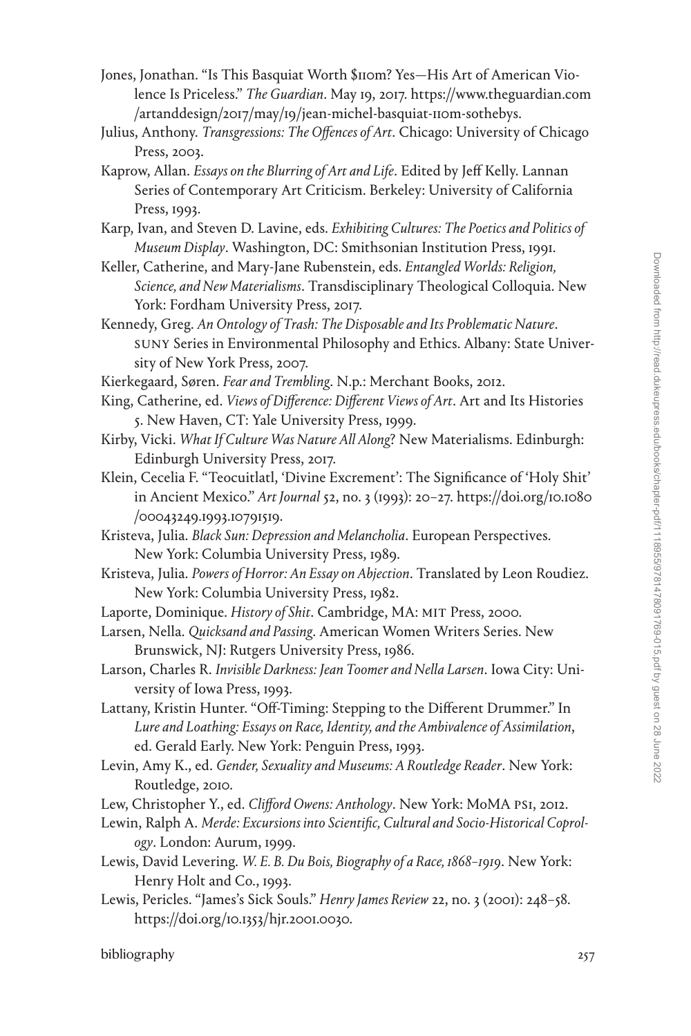Jones, Jonathan. "Is This Basquiat Worth $110m? Yes—His Art of American Violence Is Priceless." *The Guardian*. May 19, 2017. https://www.theguardian.com/artanddesign/2017/may/19/jean-michel-basquiat-110m-sothebys.

Julius, Anthony. *Transgressions: The Offences of Art*. Chicago: University of Chicago Press, 2003.

Kaprow, Allan. *Essays on the Blurring of Art and Life*. Edited by Jeff Kelly. Lannan Series of Contemporary Art Criticism. Berkeley: University of California Press, 1993.

Karp, Ivan, and Steven D. Lavine, eds. *Exhibiting Cultures: The Poetics and Politics of Museum Display*. Washington, DC: Smithsonian Institution Press, 1991.

Keller, Catherine, and Mary-Jane Rubenstein, eds. *Entangled Worlds: Religion, Science, and New Materialisms*. Transdisciplinary Theological Colloquia. New York: Fordham University Press, 2017.

Kennedy, Greg. *An Ontology of Trash: The Disposable and Its Problematic Nature*. SUNY Series in Environmental Philosophy and Ethics. Albany: State University of New York Press, 2007.

Kierkegaard, Søren. *Fear and Trembling*. N.p.: Merchant Books, 2012.

King, Catherine, ed. *Views of Difference: Different Views of Art*. Art and Its Histories 5. New Haven, CT: Yale University Press, 1999.

Kirby, Vicki. *What If Culture Was Nature All Along?* New Materialisms. Edinburgh: Edinburgh University Press, 2017.

Klein, Cecelia F. "Teocuitlatl, 'Divine Excrement': The Significance of 'Holy Shit' in Ancient Mexico." *Art Journal* 52, no. 3 (1993): 20–27. https://doi.org/10.1080/00043249.1993.10791519.

Kristeva, Julia. *Black Sun: Depression and Melancholia*. European Perspectives. New York: Columbia University Press, 1989.

Kristeva, Julia. *Powers of Horror: An Essay on Abjection*. Translated by Leon Roudiez. New York: Columbia University Press, 1982.

Laporte, Dominique. *History of Shit*. Cambridge, MA: MIT Press, 2000.

Larsen, Nella. *Quicksand and Passing*. American Women Writers Series. New Brunswick, NJ: Rutgers University Press, 1986.

Larson, Charles R. *Invisible Darkness: Jean Toomer and Nella Larsen*. Iowa City: University of Iowa Press, 1993.

Lattany, Kristin Hunter. "Off-Timing: Stepping to the Different Drummer." In *Lure and Loathing: Essays on Race, Identity, and the Ambivalence of Assimilation*, ed. Gerald Early. New York: Penguin Press, 1993.

Levin, Amy K., ed. *Gender, Sexuality and Museums: A Routledge Reader*. New York: Routledge, 2010.

Lew, Christopher Y., ed. *Clifford Owens: Anthology*. New York: MoMA PS1, 2012.

Lewin, Ralph A. *Merde: Excursions into Scientific, Cultural and Socio-Historical Coprology*. London: Aurum, 1999.

Lewis, David Levering. *W. E. B. Du Bois, Biography of a Race, 1868–1919*. New York: Henry Holt and Co., 1993.

Lewis, Pericles. "James's Sick Souls." *Henry James Review* 22, no. 3 (2001): 248–58. https://doi.org/10.1353/hjr.2001.0030.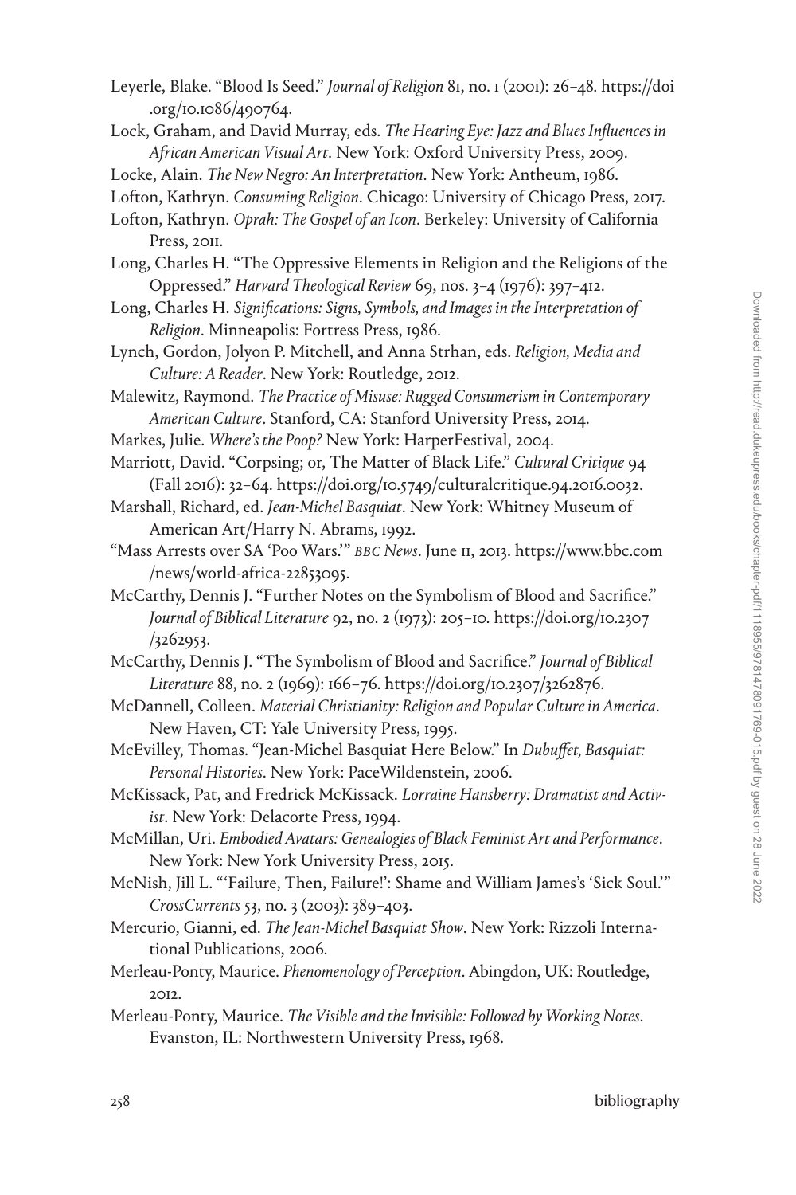Leyerle, Blake. "Blood Is Seed." *Journal of Religion* 81, no. 1 (2001): 26–48. https://doi.org/10.1086/490764.

Lock, Graham, and David Murray, eds. *The Hearing Eye: Jazz and Blues Influences in African American Visual Art*. New York: Oxford University Press, 2009.

Locke, Alain. *The New Negro: An Interpretation*. New York: Antheum, 1986.

Lofton, Kathryn. *Consuming Religion*. Chicago: University of Chicago Press, 2017.

Lofton, Kathryn. *Oprah: The Gospel of an Icon*. Berkeley: University of California Press, 2011.

Long, Charles H. "The Oppressive Elements in Religion and the Religions of the Oppressed." *Harvard Theological Review* 69, nos. 3–4 (1976): 397–412.

Long, Charles H. *Significations: Signs, Symbols, and Images in the Interpretation of Religion*. Minneapolis: Fortress Press, 1986.

Lynch, Gordon, Jolyon P. Mitchell, and Anna Strhan, eds. *Religion, Media and Culture: A Reader*. New York: Routledge, 2012.

Malewitz, Raymond. *The Practice of Misuse: Rugged Consumerism in Contemporary American Culture*. Stanford, CA: Stanford University Press, 2014.

Markes, Julie. *Where's the Poop?* New York: HarperFestival, 2004.

Marriott, David. "Corpsing; or, The Matter of Black Life." *Cultural Critique* 94 (Fall 2016): 32–64. https://doi.org/10.5749/culturalcritique.94.2016.0032.

Marshall, Richard, ed. *Jean-Michel Basquiat*. New York: Whitney Museum of American Art/Harry N. Abrams, 1992.

"Mass Arrests over SA 'Poo Wars.'" *BBC News*. June 11, 2013. https://www.bbc.com/news/world-africa-22853095.

McCarthy, Dennis J. "Further Notes on the Symbolism of Blood and Sacrifice." *Journal of Biblical Literature* 92, no. 2 (1973): 205–10. https://doi.org/10.2307/3262953.

McCarthy, Dennis J. "The Symbolism of Blood and Sacrifice." *Journal of Biblical Literature* 88, no. 2 (1969): 166–76. https://doi.org/10.2307/3262876.

McDannell, Colleen. *Material Christianity: Religion and Popular Culture in America*. New Haven, CT: Yale University Press, 1995.

McEvilley, Thomas. "Jean-Michel Basquiat Here Below." In *Dubuffet, Basquiat: Personal Histories*. New York: PaceWildenstein, 2006.

McKissack, Pat, and Fredrick McKissack. *Lorraine Hansberry: Dramatist and Activist*. New York: Delacorte Press, 1994.

McMillan, Uri. *Embodied Avatars: Genealogies of Black Feminist Art and Performance*. New York: New York University Press, 2015.

McNish, Jill L. "'Failure, Then, Failure!': Shame and William James's 'Sick Soul.'" *CrossCurrents* 53, no. 3 (2003): 389–403.

Mercurio, Gianni, ed. *The Jean-Michel Basquiat Show*. New York: Rizzoli International Publications, 2006.

Merleau-Ponty, Maurice. *Phenomenology of Perception*. Abingdon, UK: Routledge, 2012.

Merleau-Ponty, Maurice. *The Visible and the Invisible: Followed by Working Notes*. Evanston, IL: Northwestern University Press, 1968.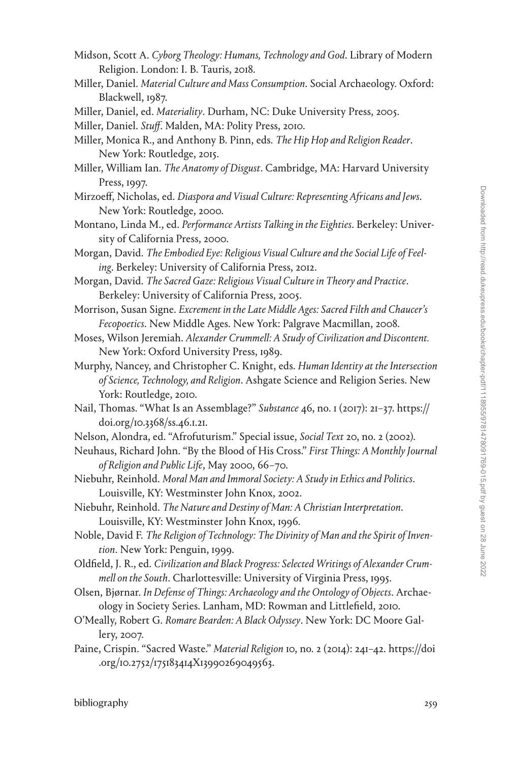Midson, Scott A. *Cyborg Theology: Humans, Technology and God*. Library of Modern Religion. London: I. B. Tauris, 2018.

Miller, Daniel. *Material Culture and Mass Consumption*. Social Archaeology. Oxford: Blackwell, 1987.

Miller, Daniel, ed. *Materiality*. Durham, NC: Duke University Press, 2005.

Miller, Daniel. *Stuff*. Malden, MA: Polity Press, 2010.

Miller, Monica R., and Anthony B. Pinn, eds. *The Hip Hop and Religion Reader*. New York: Routledge, 2015.

Miller, William Ian. *The Anatomy of Disgust*. Cambridge, MA: Harvard University Press, 1997.

Mirzoeff, Nicholas, ed. *Diaspora and Visual Culture: Representing Africans and Jews*. New York: Routledge, 2000.

Montano, Linda M., ed. *Performance Artists Talking in the Eighties*. Berkeley: University of California Press, 2000.

Morgan, David. *The Embodied Eye: Religious Visual Culture and the Social Life of Feeling*. Berkeley: University of California Press, 2012.

Morgan, David. *The Sacred Gaze: Religious Visual Culture in Theory and Practice*. Berkeley: University of California Press, 2005.

Morrison, Susan Signe. *Excrement in the Late Middle Ages: Sacred Filth and Chaucer's Fecopoetics*. New Middle Ages. New York: Palgrave Macmillan, 2008.

Moses, Wilson Jeremiah. *Alexander Crummell: A Study of Civilization and Discontent.* New York: Oxford University Press, 1989.

Murphy, Nancey, and Christopher C. Knight, eds. *Human Identity at the Intersection of Science, Technology, and Religion*. Ashgate Science and Religion Series. New York: Routledge, 2010.

Nail, Thomas. "What Is an Assemblage?" *Substance* 46, no. 1 (2017): 21–37. https://doi.org/10.3368/ss.46.1.21.

Nelson, Alondra, ed. "Afrofuturism." Special issue, *Social Text* 20, no. 2 (2002).

Neuhaus, Richard John. "By the Blood of His Cross." *First Things: A Monthly Journal of Religion and Public Life*, May 2000, 66–70.

Niebuhr, Reinhold. *Moral Man and Immoral Society: A Study in Ethics and Politics*. Louisville, KY: Westminster John Knox, 2002.

Niebuhr, Reinhold. *The Nature and Destiny of Man: A Christian Interpretation*. Louisville, KY: Westminster John Knox, 1996.

Noble, David F. *The Religion of Technology: The Divinity of Man and the Spirit of Invention*. New York: Penguin, 1999.

Oldfield, J. R., ed. *Civilization and Black Progress: Selected Writings of Alexander Crummell on the South*. Charlottesville: University of Virginia Press, 1995.

Olsen, Bjørnar. *In Defense of Things: Archaeology and the Ontology of Objects*. Archaeology in Society Series. Lanham, MD: Rowman and Littlefield, 2010.

O'Meally, Robert G. *Romare Bearden: A Black Odyssey*. New York: DC Moore Gallery, 2007.

Paine, Crispin. "Sacred Waste." *Material Religion* 10, no. 2 (2014): 241–42. https://doi.org/10.2752/175183414X13990269049563.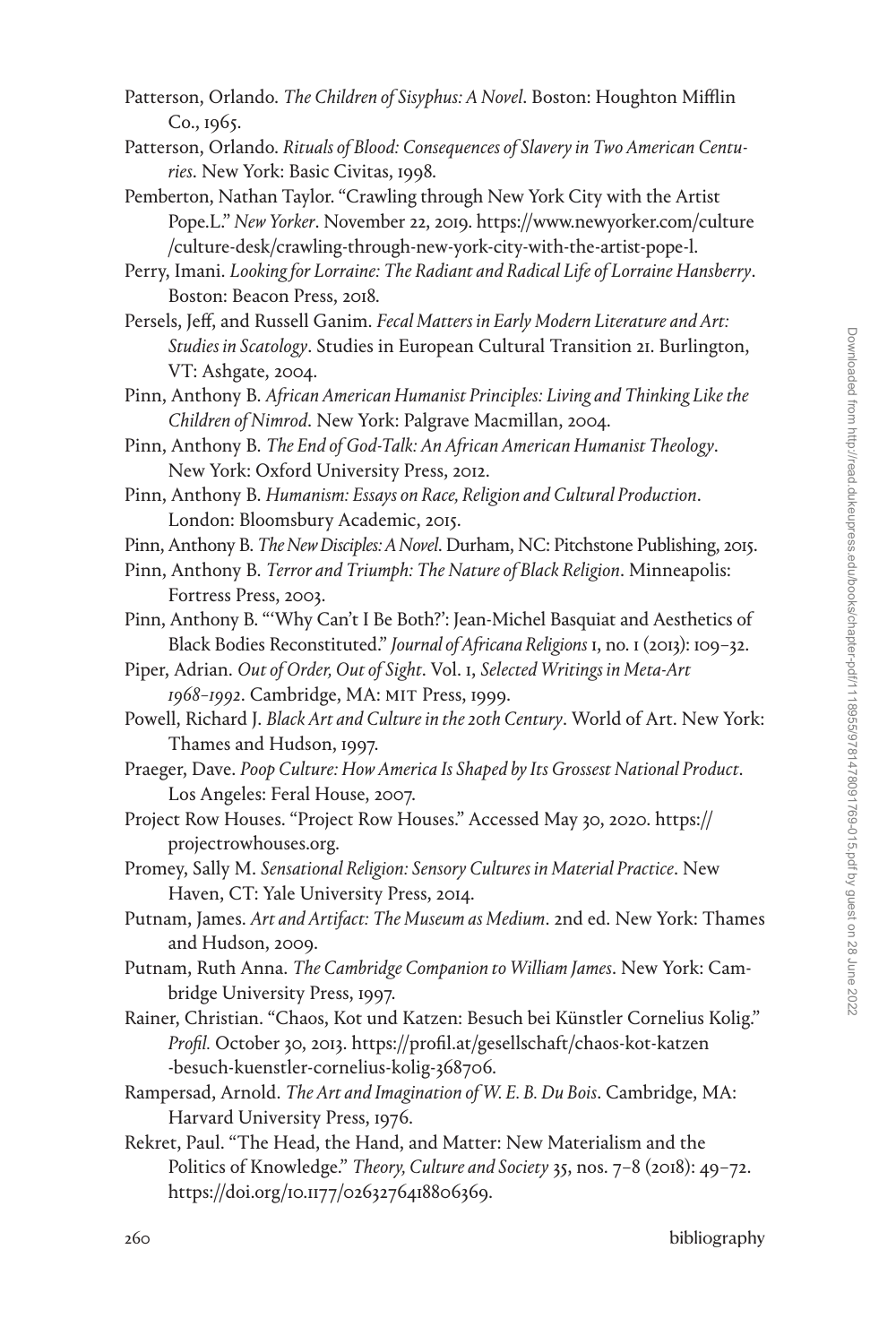Patterson, Orlando. *The Children of Sisyphus: A Novel*. Boston: Houghton Mifflin Co., 1965.

Patterson, Orlando. *Rituals of Blood: Consequences of Slavery in Two American Centuries*. New York: Basic Civitas, 1998.

Pemberton, Nathan Taylor. "Crawling through New York City with the Artist Pope.L." *New Yorker*. November 22, 2019. https://www.newyorker.com/culture/culture-desk/crawling-through-new-york-city-with-the-artist-pope-l.

Perry, Imani. *Looking for Lorraine: The Radiant and Radical Life of Lorraine Hansberry*. Boston: Beacon Press, 2018.

Persels, Jeff, and Russell Ganim. *Fecal Matters in Early Modern Literature and Art: Studies in Scatology*. Studies in European Cultural Transition 21. Burlington, VT: Ashgate, 2004.

Pinn, Anthony B. *African American Humanist Principles: Living and Thinking Like the Children of Nimrod*. New York: Palgrave Macmillan, 2004.

Pinn, Anthony B. *The End of God-Talk: An African American Humanist Theology*. New York: Oxford University Press, 2012.

Pinn, Anthony B. *Humanism: Essays on Race, Religion and Cultural Production*. London: Bloomsbury Academic, 2015.

Pinn, Anthony B. *The New Disciples: A Novel*. Durham, NC: Pitchstone Publishing, 2015.

Pinn, Anthony B. *Terror and Triumph: The Nature of Black Religion*. Minneapolis: Fortress Press, 2003.

Pinn, Anthony B. "'Why Can't I Be Both?': Jean-Michel Basquiat and Aesthetics of Black Bodies Reconstituted." *Journal of Africana Religions* 1, no. 1 (2013): 109–32.

Piper, Adrian. *Out of Order, Out of Sight*. Vol. 1, *Selected Writings in Meta-Art 1968–1992*. Cambridge, MA: MIT Press, 1999.

Powell, Richard J. *Black Art and Culture in the 20th Century*. World of Art. New York: Thames and Hudson, 1997.

Praeger, Dave. *Poop Culture: How America Is Shaped by Its Grossest National Product*. Los Angeles: Feral House, 2007.

Project Row Houses. "Project Row Houses." Accessed May 30, 2020. https://projectrowhouses.org.

Promey, Sally M. *Sensational Religion: Sensory Cultures in Material Practice*. New Haven, CT: Yale University Press, 2014.

Putnam, James. *Art and Artifact: The Museum as Medium*. 2nd ed. New York: Thames and Hudson, 2009.

Putnam, Ruth Anna. *The Cambridge Companion to William James*. New York: Cambridge University Press, 1997.

Rainer, Christian. "Chaos, Kot und Katzen: Besuch bei Künstler Cornelius Kolig." *Profil.* October 30, 2013. https://profil.at/gesellschaft/chaos-kot-katzen-besuch-kuenstler-cornelius-kolig-368706.

Rampersad, Arnold. *The Art and Imagination of W. E. B. Du Bois*. Cambridge, MA: Harvard University Press, 1976.

Rekret, Paul. "The Head, the Hand, and Matter: New Materialism and the Politics of Knowledge." *Theory, Culture and Society* 35, nos. 7–8 (2018): 49–72. https://doi.org/10.1177/0263276418806369.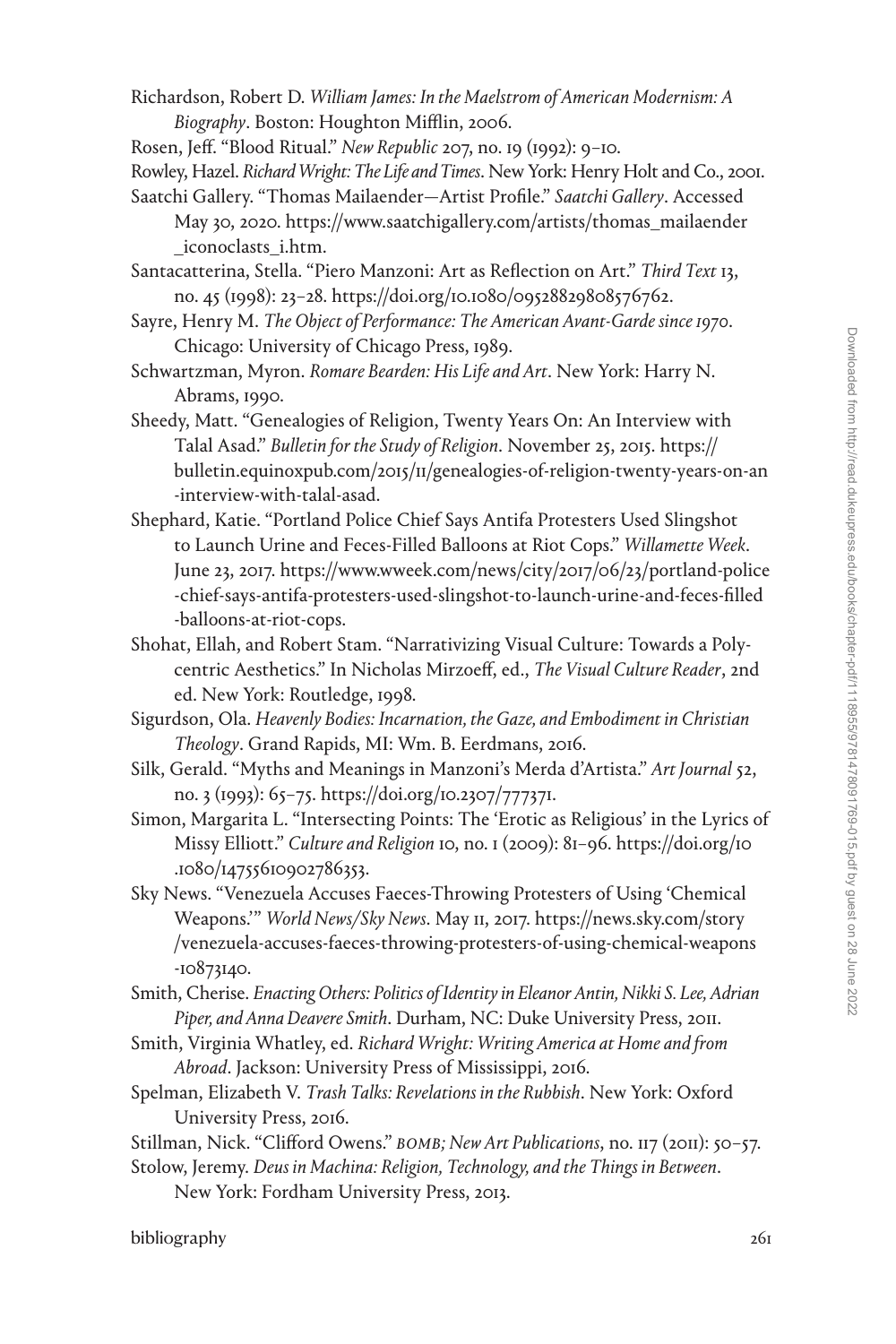Richardson, Robert D. *William James: In the Maelstrom of American Modernism: A Biography*. Boston: Houghton Mifflin, 2006.

Rosen, Jeff. "Blood Ritual." *New Republic* 207, no. 19 (1992): 9–10.

Rowley, Hazel. *Richard Wright: The Life and Times*. New York: Henry Holt and Co., 2001.

Saatchi Gallery. "Thomas Mailaender—Artist Profile." *Saatchi Gallery*. Accessed May 30, 2020. https://www.saatchigallery.com/artists/thomas_mailaender_iconoclasts_i.htm.

Santacatterina, Stella. "Piero Manzoni: Art as Reflection on Art." *Third Text* 13, no. 45 (1998): 23–28. https://doi.org/10.1080/09528829808576762.

Sayre, Henry M. *The Object of Performance: The American Avant-Garde since 1970*. Chicago: University of Chicago Press, 1989.

Schwartzman, Myron. *Romare Bearden: His Life and Art*. New York: Harry N. Abrams, 1990.

Sheedy, Matt. "Genealogies of Religion, Twenty Years On: An Interview with Talal Asad." *Bulletin for the Study of Religion*. November 25, 2015. https://bulletin.equinoxpub.com/2015/11/genealogies-of-religion-twenty-years-on-an-interview-with-talal-asad.

Shephard, Katie. "Portland Police Chief Says Antifa Protesters Used Slingshot to Launch Urine and Feces-Filled Balloons at Riot Cops." *Willamette Week*. June 23, 2017. https://www.wweek.com/news/city/2017/06/23/portland-police-chief-says-antifa-protesters-used-slingshot-to-launch-urine-and-feces-filled-balloons-at-riot-cops.

Shohat, Ellah, and Robert Stam. "Narrativizing Visual Culture: Towards a Polycentric Aesthetics." In Nicholas Mirzoeff, ed., *The Visual Culture Reader*, 2nd ed. New York: Routledge, 1998.

Sigurdson, Ola. *Heavenly Bodies: Incarnation, the Gaze, and Embodiment in Christian Theology*. Grand Rapids, MI: Wm. B. Eerdmans, 2016.

Silk, Gerald. "Myths and Meanings in Manzoni's Merda d'Artista." *Art Journal* 52, no. 3 (1993): 65–75. https://doi.org/10.2307/777371.

Simon, Margarita L. "Intersecting Points: The 'Erotic as Religious' in the Lyrics of Missy Elliott." *Culture and Religion* 10, no. 1 (2009): 81–96. https://doi.org/10.1080/14755610902786353.

Sky News. "Venezuela Accuses Faeces-Throwing Protesters of Using 'Chemical Weapons.'" *World News/Sky News*. May 11, 2017. https://news.sky.com/story/venezuela-accuses-faeces-throwing-protesters-of-using-chemical-weapons-10873140.

Smith, Cherise. *Enacting Others: Politics of Identity in Eleanor Antin, Nikki S. Lee, Adrian Piper, and Anna Deavere Smith*. Durham, NC: Duke University Press, 2011.

Smith, Virginia Whatley, ed. *Richard Wright: Writing America at Home and from Abroad*. Jackson: University Press of Mississippi, 2016.

Spelman, Elizabeth V. *Trash Talks: Revelations in the Rubbish*. New York: Oxford University Press, 2016.

Stillman, Nick. "Clifford Owens." *BOMB; New Art Publications*, no. 117 (2011): 50–57.

Stolow, Jeremy. *Deus in Machina: Religion, Technology, and the Things in Between*. New York: Fordham University Press, 2013.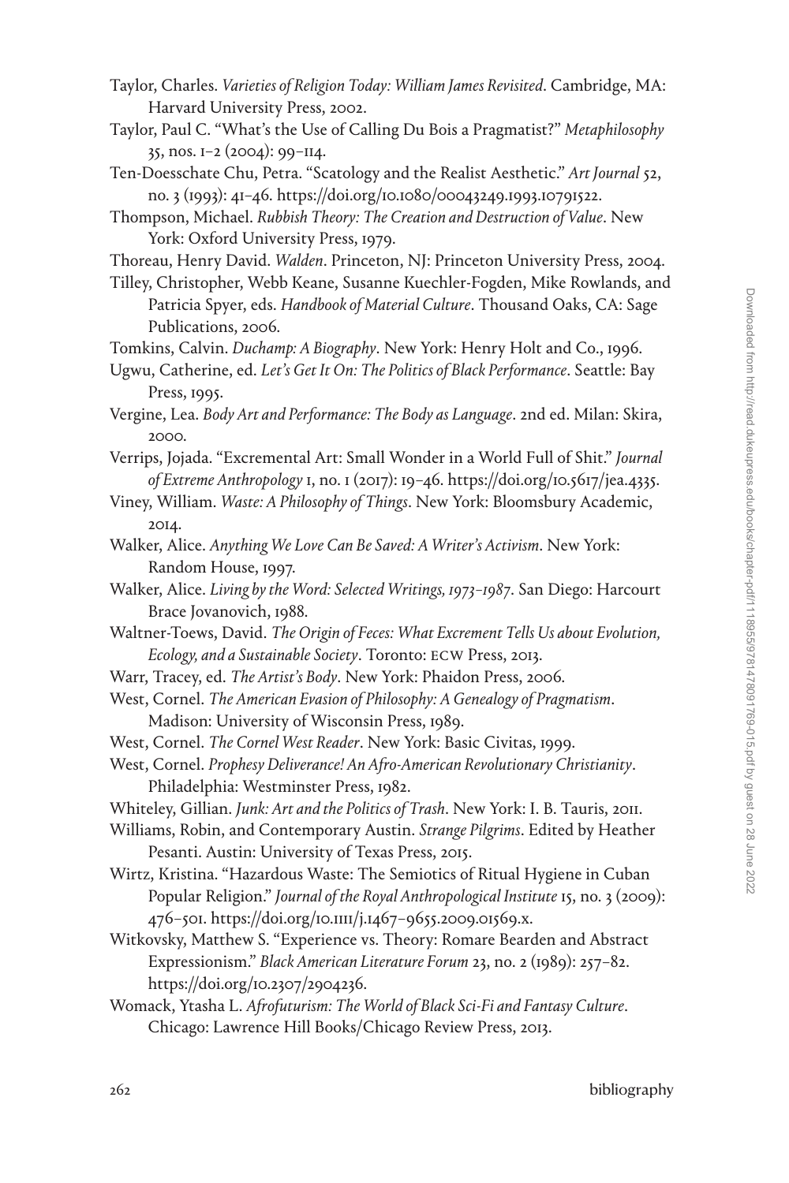Taylor, Charles. *Varieties of Religion Today: William James Revisited*. Cambridge, MA: Harvard University Press, 2002.

Taylor, Paul C. "What's the Use of Calling Du Bois a Pragmatist?" *Metaphilosophy* 35, nos. 1–2 (2004): 99–114.

Ten-Doesschate Chu, Petra. "Scatology and the Realist Aesthetic." *Art Journal* 52, no. 3 (1993): 41–46. https://doi.org/10.1080/00043249.1993.10791522.

Thompson, Michael. *Rubbish Theory: The Creation and Destruction of Value*. New York: Oxford University Press, 1979.

Thoreau, Henry David. *Walden*. Princeton, NJ: Princeton University Press, 2004.

Tilley, Christopher, Webb Keane, Susanne Kuechler-Fogden, Mike Rowlands, and Patricia Spyer, eds. *Handbook of Material Culture*. Thousand Oaks, CA: Sage Publications, 2006.

Tomkins, Calvin. *Duchamp: A Biography*. New York: Henry Holt and Co., 1996.

Ugwu, Catherine, ed. *Let's Get It On: The Politics of Black Performance*. Seattle: Bay Press, 1995.

Vergine, Lea. *Body Art and Performance: The Body as Language*. 2nd ed. Milan: Skira, 2000.

Verrips, Jojada. "Excremental Art: Small Wonder in a World Full of Shit." *Journal of Extreme Anthropology* 1, no. 1 (2017): 19–46. https://doi.org/10.5617/jea.4335.

Viney, William. *Waste: A Philosophy of Things*. New York: Bloomsbury Academic, 2014.

Walker, Alice. *Anything We Love Can Be Saved: A Writer's Activism*. New York: Random House, 1997.

Walker, Alice. *Living by the Word: Selected Writings, 1973–1987*. San Diego: Harcourt Brace Jovanovich, 1988.

Waltner-Toews, David. *The Origin of Feces: What Excrement Tells Us about Evolution, Ecology, and a Sustainable Society*. Toronto: ECW Press, 2013.

Warr, Tracey, ed. *The Artist's Body*. New York: Phaidon Press, 2006.

West, Cornel. *The American Evasion of Philosophy: A Genealogy of Pragmatism*. Madison: University of Wisconsin Press, 1989.

West, Cornel. *The Cornel West Reader*. New York: Basic Civitas, 1999.

West, Cornel. *Prophesy Deliverance! An Afro-American Revolutionary Christianity*. Philadelphia: Westminster Press, 1982.

Whiteley, Gillian. *Junk: Art and the Politics of Trash*. New York: I. B. Tauris, 2011.

Williams, Robin, and Contemporary Austin. *Strange Pilgrims*. Edited by Heather Pesanti. Austin: University of Texas Press, 2015.

Wirtz, Kristina. "Hazardous Waste: The Semiotics of Ritual Hygiene in Cuban Popular Religion." *Journal of the Royal Anthropological Institute* 15, no. 3 (2009): 476–501. https://doi.org/10.1111/j.1467-9655.2009.01569.x.

Witkovsky, Matthew S. "Experience vs. Theory: Romare Bearden and Abstract Expressionism." *Black American Literature Forum* 23, no. 2 (1989): 257–82. https://doi.org/10.2307/2904236.

Womack, Ytasha L. *Afrofuturism: The World of Black Sci-Fi and Fantasy Culture*. Chicago: Lawrence Hill Books/Chicago Review Press, 2013.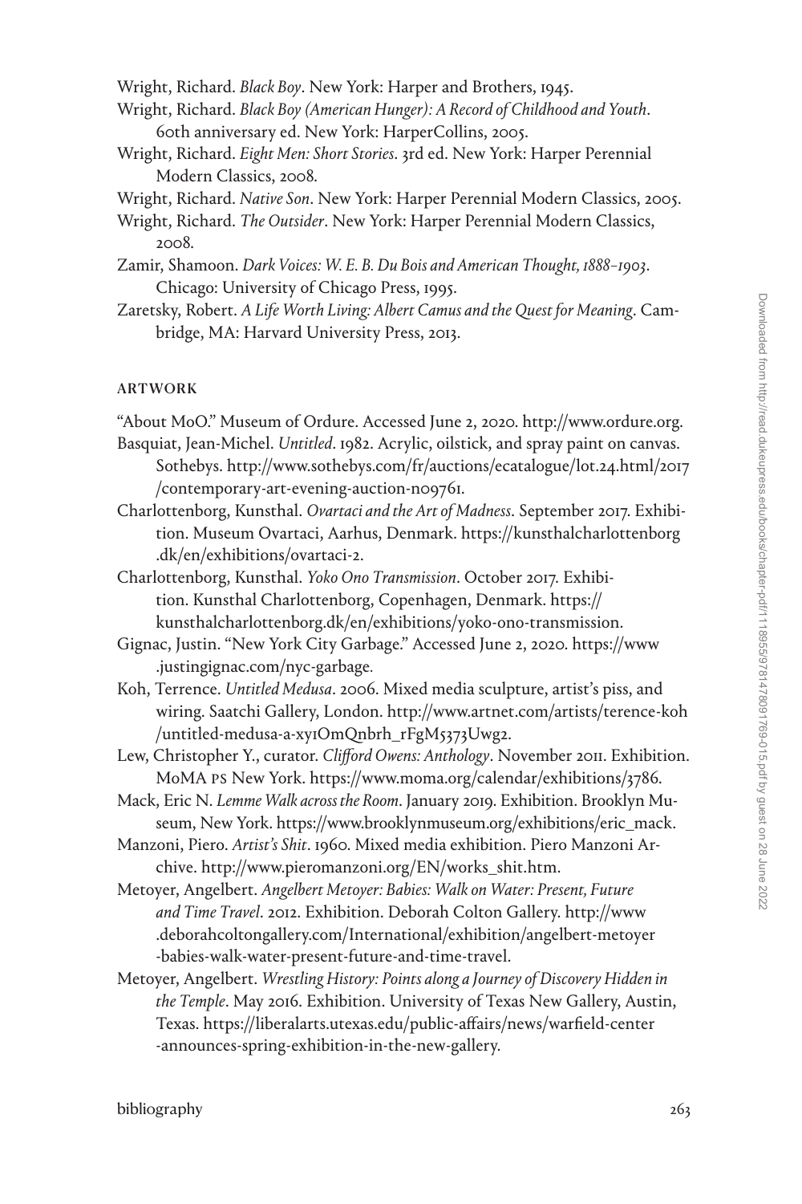Wright, Richard. *Black Boy*. New York: Harper and Brothers, 1945.

Wright, Richard. *Black Boy (American Hunger): A Record of Childhood and Youth*. 60th anniversary ed. New York: HarperCollins, 2005.

Wright, Richard. *Eight Men: Short Stories*. 3rd ed. New York: Harper Perennial Modern Classics, 2008.

Wright, Richard. *Native Son*. New York: Harper Perennial Modern Classics, 2005.

Wright, Richard. *The Outsider*. New York: Harper Perennial Modern Classics, 2008.

Zamir, Shamoon. *Dark Voices: W. E. B. Du Bois and American Thought, 1888–1903*. Chicago: University of Chicago Press, 1995.

Zaretsky, Robert. *A Life Worth Living: Albert Camus and the Quest for Meaning*. Cambridge, MA: Harvard University Press, 2013.

## ARTWORK

"About MoO." Museum of Ordure. Accessed June 2, 2020. http://www.ordure.org.

Basquiat, Jean-Michel. *Untitled*. 1982. Acrylic, oilstick, and spray paint on canvas. Sothebys. http://www.sothebys.com/fr/auctions/ecatalogue/lot.24.html/2017/contemporary-art-evening-auction-n09761.

Charlottenborg, Kunsthal. *Ovartaci and the Art of Madness*. September 2017. Exhibition. Museum Ovartaci, Aarhus, Denmark. https://kunsthalcharlottenborg.dk/en/exhibitions/ovartaci-2.

Charlottenborg, Kunsthal. *Yoko Ono Transmission*. October 2017. Exhibition. Kunsthal Charlottenborg, Copenhagen, Denmark. https://kunsthalcharlottenborg.dk/en/exhibitions/yoko-ono-transmission.

Gignac, Justin. "New York City Garbage." Accessed June 2, 2020. https://www.justingignac.com/nyc-garbage.

Koh, Terrence. *Untitled Medusa*. 2006. Mixed media sculpture, artist's piss, and wiring. Saatchi Gallery, London. http://www.artnet.com/artists/terence-koh/untitled-medusa-a-xy1OmQnbrh_rFgM5373Uwg2.

Lew, Christopher Y., curator. *Clifford Owens: Anthology*. November 2011. Exhibition. MoMA PS New York. https://www.moma.org/calendar/exhibitions/3786.

Mack, Eric N. *Lemme Walk across the Room*. January 2019. Exhibition. Brooklyn Museum, New York. https://www.brooklynmuseum.org/exhibitions/eric_mack.

Manzoni, Piero. *Artist's Shit*. 1960. Mixed media exhibition. Piero Manzoni Archive. http://www.pieromanzoni.org/EN/works_shit.htm.

Metoyer, Angelbert. *Angelbert Metoyer: Babies: Walk on Water: Present, Future and Time Travel*. 2012. Exhibition. Deborah Colton Gallery. http://www.deborahcoltongallery.com/International/exhibition/angelbert-metoyer-babies-walk-water-present-future-and-time-travel.

Metoyer, Angelbert. *Wrestling History: Points along a Journey of Discovery Hidden in the Temple*. May 2016. Exhibition. University of Texas New Gallery, Austin, Texas. https://liberalarts.utexas.edu/public-affairs/news/warfield-center-announces-spring-exhibition-in-the-new-gallery.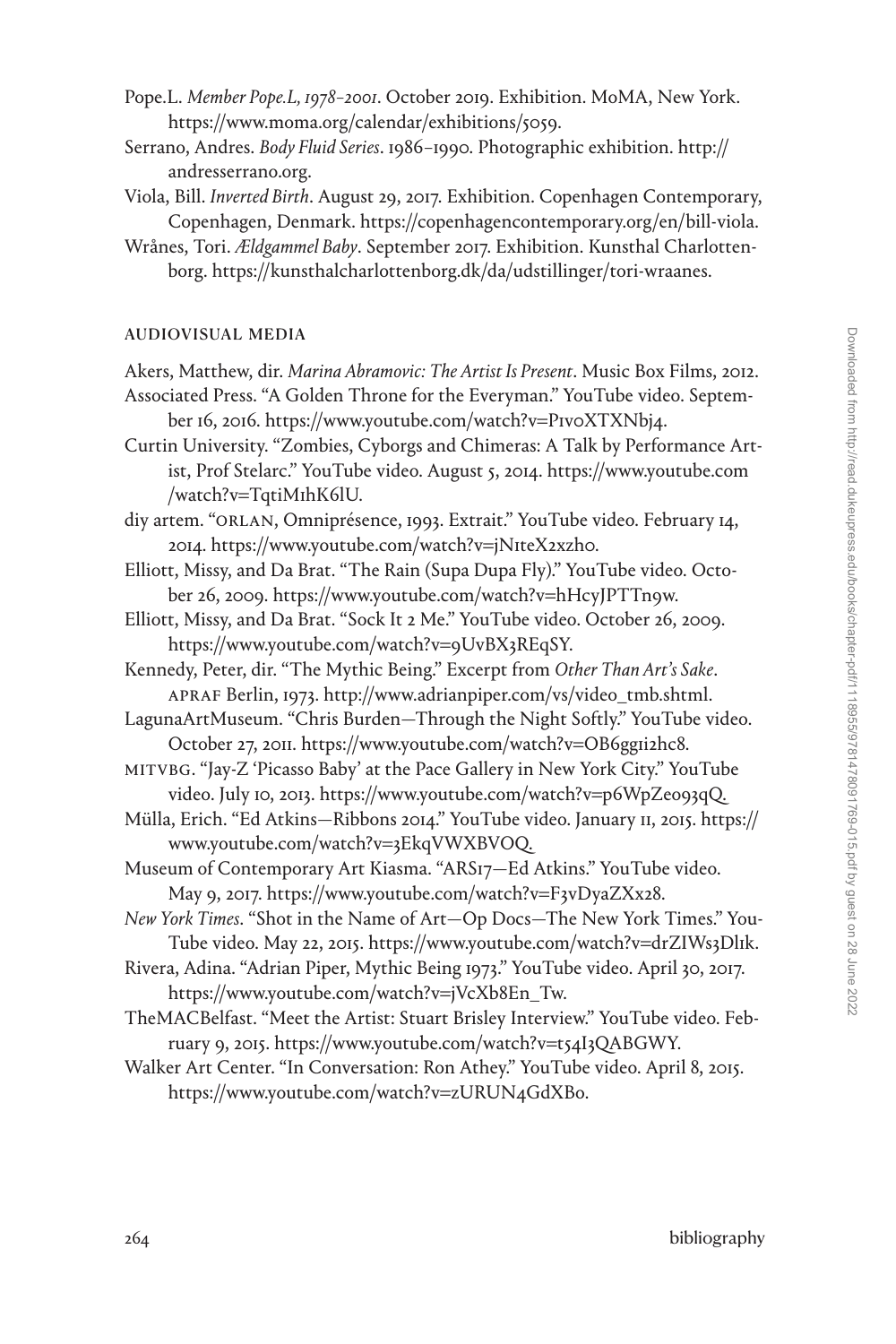Pope.L. *Member Pope.L, 1978–2001*. October 2019. Exhibition. MoMA, New York. https://www.moma.org/calendar/exhibitions/5059.

Serrano, Andres. *Body Fluid Series*. 1986–1990. Photographic exhibition. http://andresserrano.org.

Viola, Bill. *Inverted Birth*. August 29, 2017. Exhibition. Copenhagen Contemporary, Copenhagen, Denmark. https://copenhagencontemporary.org/en/bill-viola.

Wrånes, Tori. *Ældgammel Baby*. September 2017. Exhibition. Kunsthal Charlottenborg. https://kunsthalcharlottenborg.dk/da/udstillinger/tori-wraanes.

## AUDIOVISUAL MEDIA

Akers, Matthew, dir. *Marina Abramovic: The Artist Is Present*. Music Box Films, 2012.

Associated Press. “A Golden Throne for the Everyman.” YouTube video. September 16, 2016. https://www.youtube.com/watch?v=P1v0XTXNbj4.

Curtin University. “Zombies, Cyborgs and Chimeras: A Talk by Performance Artist, Prof Stelarc.” YouTube video. August 5, 2014. https://www.youtube.com/watch?v=TqtiM1hK6lU.

diy artem. “ORLAN, Omniprésence, 1993. Extrait.” YouTube video. February 14, 2014. https://www.youtube.com/watch?v=jN1teX2xzh0.

Elliott, Missy, and Da Brat. “The Rain (Supa Dupa Fly).” YouTube video. October 26, 2009. https://www.youtube.com/watch?v=hHcyJPTTn9w.

Elliott, Missy, and Da Brat. “Sock It 2 Me.” YouTube video. October 26, 2009. https://www.youtube.com/watch?v=9UvBX3REqSY.

Kennedy, Peter, dir. “The Mythic Being.” Excerpt from *Other Than Art’s Sake*. APRAF Berlin, 1973. http://www.adrianpiper.com/vs/video_tmb.shtml.

LagunaArtMuseum. “Chris Burden—Through the Night Softly.” YouTube video. October 27, 2011. https://www.youtube.com/watch?v=OB6gg1i2hc8.

MITVBG. “Jay-Z ‘Picasso Baby’ at the Pace Gallery in New York City.” YouTube video. July 10, 2013. https://www.youtube.com/watch?v=p6WpZe093qQ.

Mülla, Erich. “Ed Atkins—Ribbons 2014.” YouTube video. January 11, 2015. https://www.youtube.com/watch?v=3EkqVWXBVOQ.

Museum of Contemporary Art Kiasma. “ARS17—Ed Atkins.” YouTube video. May 9, 2017. https://www.youtube.com/watch?v=F3vDyaZXx28.

*New York Times*. “Shot in the Name of Art—Op Docs—The New York Times.” YouTube video. May 22, 2015. https://www.youtube.com/watch?v=drZIWs3Dl1k.

Rivera, Adina. “Adrian Piper, Mythic Being 1973.” YouTube video. April 30, 2017. https://www.youtube.com/watch?v=jVcXb8En_Tw.

TheMACBelfast. “Meet the Artist: Stuart Brisley Interview.” YouTube video. February 9, 2015. https://www.youtube.com/watch?v=t54I3QABGWY.

Walker Art Center. “In Conversation: Ron Athey.” YouTube video. April 8, 2015. https://www.youtube.com/watch?v=zURUN4GdXB0.